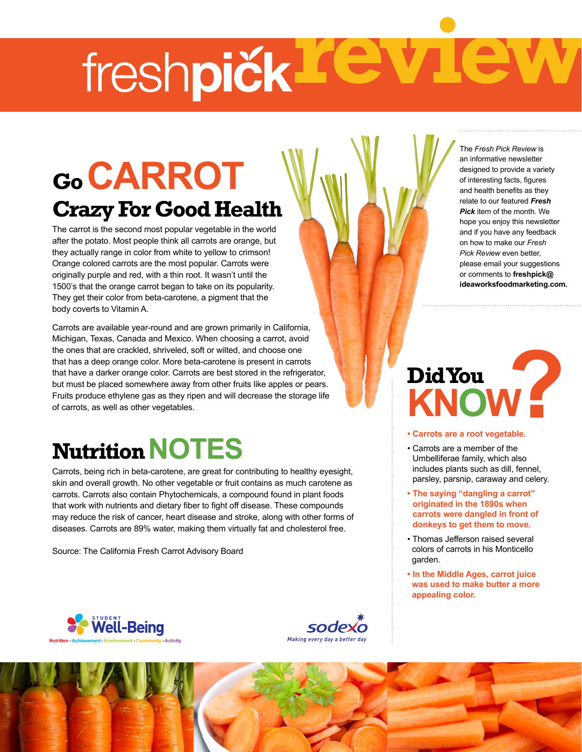# freshpick review

## Go CARROT Crazy For Good Health

The carrot is the second most popular vegetable in the world after the potato. Most people think all carrots are orange, but they actually range in color from white to yellow to crimson! Orange colored carrots are the most popular. Carrots were originally purple and red, with a thin root. It wasn't until the 1500's that the orange carrot began to take on its popularity. They get their color from beta-carotene, a pigment that the body coverts to Vitamin A.

Carrots are available year-round and are grown primarily in California, Michigan, Texas, Canada and Mexico. When choosing a carrot, avoid the ones that are crackled, shriveled, soft or wilted, and choose one that has a deep orange color. More beta-carotene is present in carrots that have a darker orange color. Carrots are best stored in the refrigerator, but must be placed somewhere away from other fruits like apples or pears. Fruits produce ethylene gas as they ripen and will decrease the storage life of carrots, as well as other vegetables.

## Nutrition NOTES

Carrots, being rich in beta-carotene, are great for contributing to healthy eyesight, skin and overall growth. No other vegetable or fruit contains as much carotene as carrots. Carrots also contain Phytochemicals, a compound found in plant foods that work with nutrients and dietary fiber to fight off disease. These compounds may reduce the risk of cancer, heart disease and stroke, along with other forms of diseases. Carrots are 89% water, making them virtually fat and cholesterol free.

Source: The California Fresh Carrot Advisory Board

The *Fresh Pick Review* is an informative newsletter designed to provide a variety of interesting facts, figures and health benefits as they relate to our featured ***Fresh Pick*** item of the month. We hope you enjoy this newsletter and if you have any feedback on how to make our *Fresh Pick Review* even better, please email your suggestions or comments to **freshpick@ideaworksfoodmarketing.com.**

## Did You KNOW?

- **Carrots are a root vegetable.**
- Carrots are a member of the Umbelliferae family, which also includes plants such as dill, fennel, parsley, parsnip, caraway and celery.
- **The saying "dangling a carrot" originated in the 1890s when carrots were dangled in front of donkeys to get them to move.**
- Thomas Jefferson raised several colors of carrots in his Monticello garden.
- **In the Middle Ages, carrot juice was used to make butter a more appealing color.**

STUDENT Well-Being
Nutrition • Achievement • Environment • Community • Activity

sodexo
Making every day a better day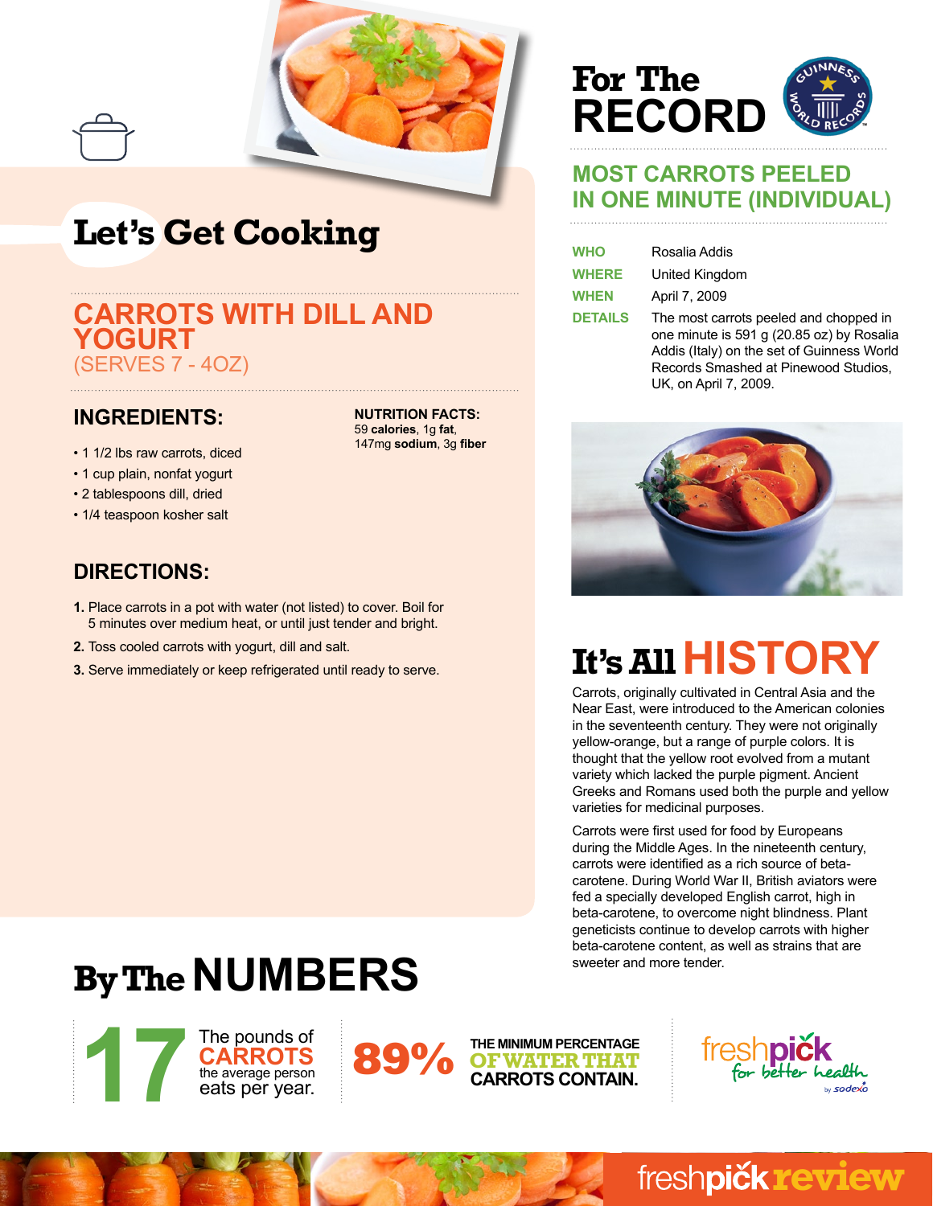# Let's Get Cooking

## CARROTS WITH DILL AND YOGURT

(SERVES 7 - 4OZ)

### INGREDIENTS:

- 1 1/2 lbs raw carrots, diced
- 1 cup plain, nonfat yogurt
- 2 tablespoons dill, dried
- 1/4 teaspoon kosher salt

**NUTRITION FACTS:**
59 **calories**, 1g **fat**, 147mg **sodium**, 3g **fiber**

### DIRECTIONS:

1. Place carrots in a pot with water (not listed) to cover. Boil for 5 minutes over medium heat, or until just tender and bright.
2. Toss cooled carrots with yogurt, dill and salt.
3. Serve immediately or keep refrigerated until ready to serve.

# For The RECORD

## MOST CARROTS PEELED IN ONE MINUTE (INDIVIDUAL)

| | |
|---|---|
| **WHO** | Rosalia Addis |
| **WHERE** | United Kingdom |
| **WHEN** | April 7, 2009 |
| **DETAILS** | The most carrots peeled and chopped in one minute is 591 g (20.85 oz) by Rosalia Addis (Italy) on the set of Guinness World Records Smashed at Pinewood Studios, UK, on April 7, 2009. |

# It's All HISTORY

Carrots, originally cultivated in Central Asia and the Near East, were introduced to the American colonies in the seventeenth century. They were not originally yellow-orange, but a range of purple colors. It is thought that the yellow root evolved from a mutant variety which lacked the purple pigment. Ancient Greeks and Romans used both the purple and yellow varieties for medicinal purposes.

Carrots were first used for food by Europeans during the Middle Ages. In the nineteenth century, carrots were identified as a rich source of beta-carotene. During World War II, British aviators were fed a specially developed English carrot, high in beta-carotene, to overcome night blindness. Plant geneticists continue to develop carrots with higher beta-carotene content, as well as strains that are sweeter and more tender.

# By The NUMBERS

**17** The pounds of CARROTS the average person eats per year.

**89%** THE MINIMUM PERCENTAGE OF WATER THAT CARROTS CONTAIN.

freshpick for better health by sodexo

freshpick review